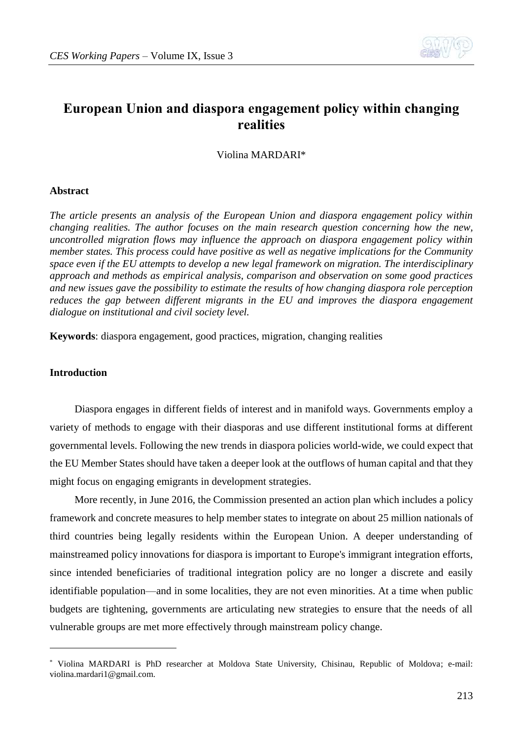# European Union and diaspora engagement policy within changing realities

Violina MARDARI*

### Abstract

*The article presents an analysis of the European Union and diaspora engagement policy within changing realities. The author focuses on the main research question concerning how the new, uncontrolled migration flows may influence the approach on diaspora engagement policy within member states. This process could have positive as well as negative implications for the Community space even if the EU attempts to develop a new legal framework on migration. The interdisciplinary approach and methods as empirical analysis, comparison and observation on some good practices and new issues gave the possibility to estimate the results of how changing diaspora role perception reduces the gap between different migrants in the EU and improves the diaspora engagement dialogue on institutional and civil society level.*

**Keywords**: diaspora engagement, good practices, migration, changing realities

### Introduction

Diaspora engages in different fields of interest and in manifold ways. Governments employ a variety of methods to engage with their diasporas and use different institutional forms at different governmental levels. Following the new trends in diaspora policies world-wide, we could expect that the EU Member States should have taken a deeper look at the outflows of human capital and that they might focus on engaging emigrants in development strategies.

More recently, in June 2016, the Commission presented an action plan which includes a policy framework and concrete measures to help member states to integrate on about 25 million nationals of third countries being legally residents within the European Union. A deeper understanding of mainstreamed policy innovations for diaspora is important to Europe's immigrant integration efforts, since intended beneficiaries of traditional integration policy are no longer a discrete and easily identifiable population—and in some localities, they are not even minorities. At a time when public budgets are tightening, governments are articulating new strategies to ensure that the needs of all vulnerable groups are met more effectively through mainstream policy change.

* Violina MARDARI is PhD researcher at Moldova State University, Chisinau, Republic of Moldova; e-mail: violina.mardari1@gmail.com.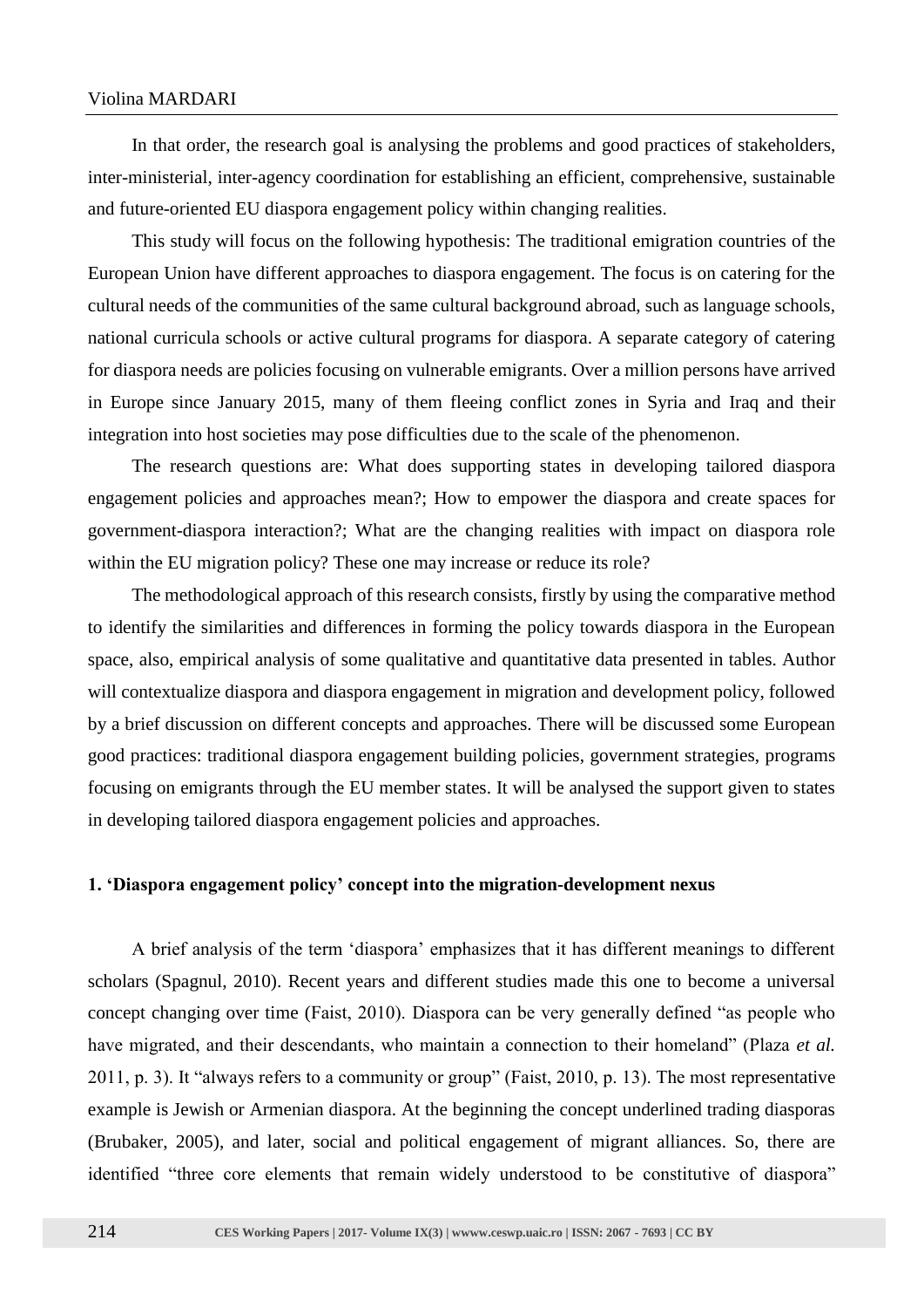In that order, the research goal is analysing the problems and good practices of stakeholders, inter-ministerial, inter-agency coordination for establishing an efficient, comprehensive, sustainable and future-oriented EU diaspora engagement policy within changing realities.

This study will focus on the following hypothesis: The traditional emigration countries of the European Union have different approaches to diaspora engagement. The focus is on catering for the cultural needs of the communities of the same cultural background abroad, such as language schools, national curricula schools or active cultural programs for diaspora. A separate category of catering for diaspora needs are policies focusing on vulnerable emigrants. Over a million persons have arrived in Europe since January 2015, many of them fleeing conflict zones in Syria and Iraq and their integration into host societies may pose difficulties due to the scale of the phenomenon.

The research questions are: What does supporting states in developing tailored diaspora engagement policies and approaches mean?; How to empower the diaspora and create spaces for government-diaspora interaction?; What are the changing realities with impact on diaspora role within the EU migration policy? These one may increase or reduce its role?

The methodological approach of this research consists, firstly by using the comparative method to identify the similarities and differences in forming the policy towards diaspora in the European space, also, empirical analysis of some qualitative and quantitative data presented in tables. Author will contextualize diaspora and diaspora engagement in migration and development policy, followed by a brief discussion on different concepts and approaches. There will be discussed some European good practices: traditional diaspora engagement building policies, government strategies, programs focusing on emigrants through the EU member states. It will be analysed the support given to states in developing tailored diaspora engagement policies and approaches.

## 1. 'Diaspora engagement policy' concept into the migration-development nexus

A brief analysis of the term 'diaspora' emphasizes that it has different meanings to different scholars (Spagnul, 2010). Recent years and different studies made this one to become a universal concept changing over time (Faist, 2010). Diaspora can be very generally defined "as people who have migrated, and their descendants, who maintain a connection to their homeland" (Plaza *et al.* 2011, p. 3). It "always refers to a community or group" (Faist, 2010, p. 13). The most representative example is Jewish or Armenian diaspora. At the beginning the concept underlined trading diasporas (Brubaker, 2005), and later, social and political engagement of migrant alliances. So, there are identified "three core elements that remain widely understood to be constitutive of diaspora"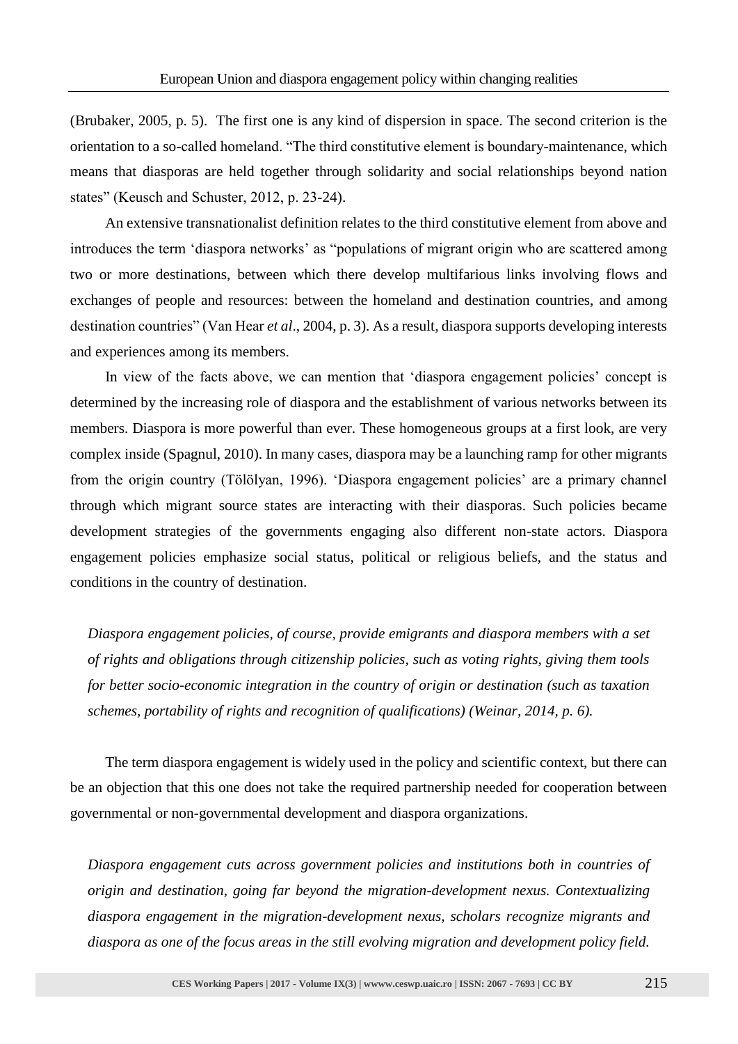(Brubaker, 2005, p. 5). The first one is any kind of dispersion in space. The second criterion is the orientation to a so-called homeland. "The third constitutive element is boundary-maintenance, which means that diasporas are held together through solidarity and social relationships beyond nation states" (Keusch and Schuster, 2012, p. 23-24).

An extensive transnationalist definition relates to the third constitutive element from above and introduces the term 'diaspora networks' as "populations of migrant origin who are scattered among two or more destinations, between which there develop multifarious links involving flows and exchanges of people and resources: between the homeland and destination countries, and among destination countries" (Van Hear *et al*., 2004, p. 3). As a result, diaspora supports developing interests and experiences among its members.

In view of the facts above, we can mention that 'diaspora engagement policies' concept is determined by the increasing role of diaspora and the establishment of various networks between its members. Diaspora is more powerful than ever. These homogeneous groups at a first look, are very complex inside (Spagnul, 2010). In many cases, diaspora may be a launching ramp for other migrants from the origin country (Tölölyan, 1996). 'Diaspora engagement policies' are a primary channel through which migrant source states are interacting with their diasporas. Such policies became development strategies of the governments engaging also different non-state actors. Diaspora engagement policies emphasize social status, political or religious beliefs, and the status and conditions in the country of destination.

*Diaspora engagement policies, of course, provide emigrants and diaspora members with a set of rights and obligations through citizenship policies, such as voting rights, giving them tools for better socio-economic integration in the country of origin or destination (such as taxation schemes, portability of rights and recognition of qualifications) (Weinar, 2014, p. 6).*

The term diaspora engagement is widely used in the policy and scientific context, but there can be an objection that this one does not take the required partnership needed for cooperation between governmental or non-governmental development and diaspora organizations.

*Diaspora engagement cuts across government policies and institutions both in countries of origin and destination, going far beyond the migration-development nexus. Contextualizing diaspora engagement in the migration-development nexus, scholars recognize migrants and diaspora as one of the focus areas in the still evolving migration and development policy field.*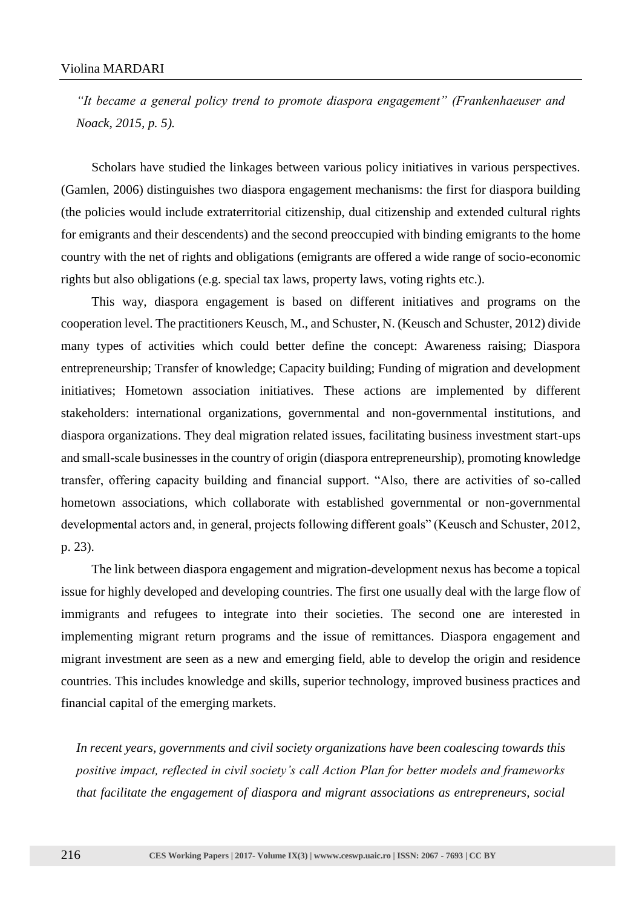*"It became a general policy trend to promote diaspora engagement" (Frankenhaeuser and Noack, 2015, p. 5).*

Scholars have studied the linkages between various policy initiatives in various perspectives. (Gamlen, 2006) distinguishes two diaspora engagement mechanisms: the first for diaspora building (the policies would include extraterritorial citizenship, dual citizenship and extended cultural rights for emigrants and their descendents) and the second preoccupied with binding emigrants to the home country with the net of rights and obligations (emigrants are offered a wide range of socio-economic rights but also obligations (e.g. special tax laws, property laws, voting rights etc.).

This way, diaspora engagement is based on different initiatives and programs on the cooperation level. The practitioners Keusch, M., and Schuster, N. (Keusch and Schuster, 2012) divide many types of activities which could better define the concept: Awareness raising; Diaspora entrepreneurship; Transfer of knowledge; Capacity building; Funding of migration and development initiatives; Hometown association initiatives. These actions are implemented by different stakeholders: international organizations, governmental and non-governmental institutions, and diaspora organizations. They deal migration related issues, facilitating business investment start-ups and small-scale businesses in the country of origin (diaspora entrepreneurship), promoting knowledge transfer, offering capacity building and financial support. "Also, there are activities of so-called hometown associations, which collaborate with established governmental or non-governmental developmental actors and, in general, projects following different goals" (Keusch and Schuster, 2012, p. 23).

The link between diaspora engagement and migration-development nexus has become a topical issue for highly developed and developing countries. The first one usually deal with the large flow of immigrants and refugees to integrate into their societies. The second one are interested in implementing migrant return programs and the issue of remittances. Diaspora engagement and migrant investment are seen as a new and emerging field, able to develop the origin and residence countries. This includes knowledge and skills, superior technology, improved business practices and financial capital of the emerging markets.

*In recent years, governments and civil society organizations have been coalescing towards this positive impact, reflected in civil society's call Action Plan for better models and frameworks that facilitate the engagement of diaspora and migrant associations as entrepreneurs, social*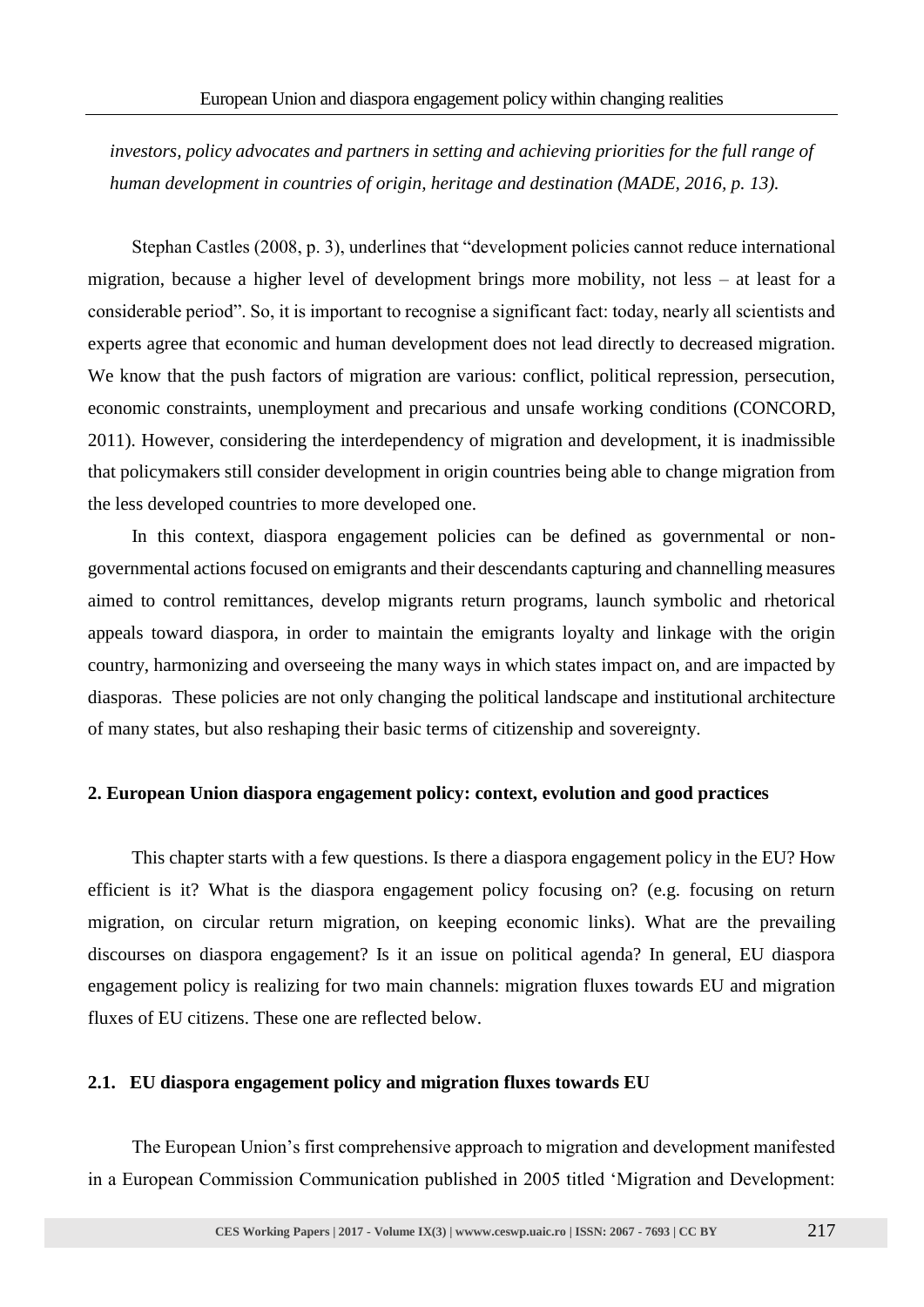*investors, policy advocates and partners in setting and achieving priorities for the full range of human development in countries of origin, heritage and destination (MADE, 2016, p. 13).*

Stephan Castles (2008, p. 3), underlines that "development policies cannot reduce international migration, because a higher level of development brings more mobility, not less – at least for a considerable period". So, it is important to recognise a significant fact: today, nearly all scientists and experts agree that economic and human development does not lead directly to decreased migration. We know that the push factors of migration are various: conflict, political repression, persecution, economic constraints, unemployment and precarious and unsafe working conditions (CONCORD, 2011). However, considering the interdependency of migration and development, it is inadmissible that policymakers still consider development in origin countries being able to change migration from the less developed countries to more developed one.

In this context, diaspora engagement policies can be defined as governmental or non-governmental actions focused on emigrants and their descendants capturing and channelling measures aimed to control remittances, develop migrants return programs, launch symbolic and rhetorical appeals toward diaspora, in order to maintain the emigrants loyalty and linkage with the origin country, harmonizing and overseeing the many ways in which states impact on, and are impacted by diasporas. These policies are not only changing the political landscape and institutional architecture of many states, but also reshaping their basic terms of citizenship and sovereignty.

## 2. European Union diaspora engagement policy: context, evolution and good practices

This chapter starts with a few questions. Is there a diaspora engagement policy in the EU? How efficient is it? What is the diaspora engagement policy focusing on? (e.g. focusing on return migration, on circular return migration, on keeping economic links). What are the prevailing discourses on diaspora engagement? Is it an issue on political agenda? In general, EU diaspora engagement policy is realizing for two main channels: migration fluxes towards EU and migration fluxes of EU citizens. These one are reflected below.

### 2.1. EU diaspora engagement policy and migration fluxes towards EU

The European Union's first comprehensive approach to migration and development manifested in a European Commission Communication published in 2005 titled 'Migration and Development: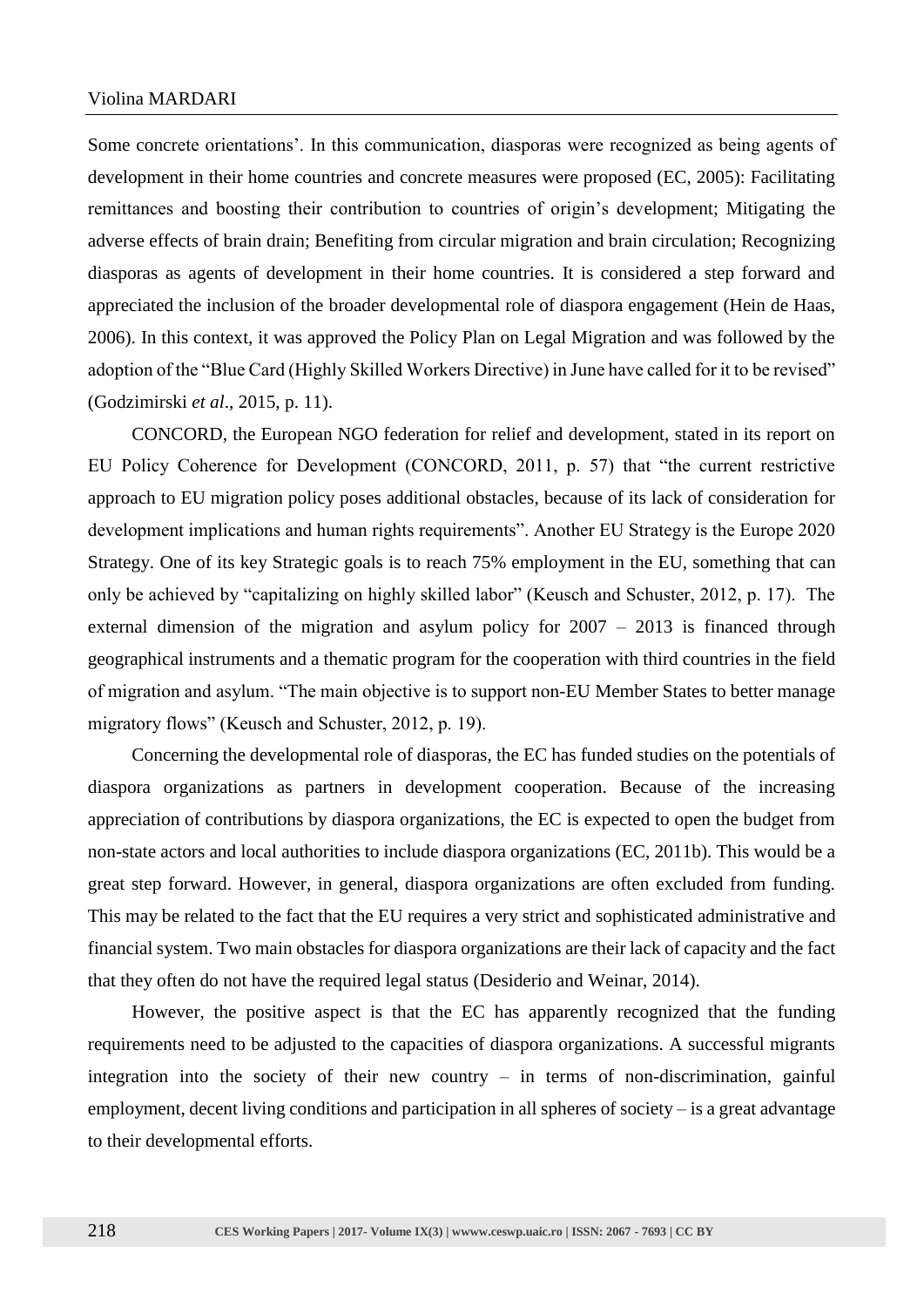Some concrete orientations'. In this communication, diasporas were recognized as being agents of development in their home countries and concrete measures were proposed (EC, 2005): Facilitating remittances and boosting their contribution to countries of origin's development; Mitigating the adverse effects of brain drain; Benefiting from circular migration and brain circulation; Recognizing diasporas as agents of development in their home countries. It is considered a step forward and appreciated the inclusion of the broader developmental role of diaspora engagement (Hein de Haas, 2006). In this context, it was approved the Policy Plan on Legal Migration and was followed by the adoption of the "Blue Card (Highly Skilled Workers Directive) in June have called for it to be revised" (Godzimirski *et al*., 2015, p. 11).

CONCORD, the European NGO federation for relief and development, stated in its report on EU Policy Coherence for Development (CONCORD, 2011, p. 57) that "the current restrictive approach to EU migration policy poses additional obstacles, because of its lack of consideration for development implications and human rights requirements". Another EU Strategy is the Europe 2020 Strategy. One of its key Strategic goals is to reach 75% employment in the EU, something that can only be achieved by "capitalizing on highly skilled labor" (Keusch and Schuster, 2012, p. 17). The external dimension of the migration and asylum policy for 2007 – 2013 is financed through geographical instruments and a thematic program for the cooperation with third countries in the field of migration and asylum. "The main objective is to support non-EU Member States to better manage migratory flows" (Keusch and Schuster, 2012, p. 19).

Concerning the developmental role of diasporas, the EC has funded studies on the potentials of diaspora organizations as partners in development cooperation. Because of the increasing appreciation of contributions by diaspora organizations, the EC is expected to open the budget from non-state actors and local authorities to include diaspora organizations (EC, 2011b). This would be a great step forward. However, in general, diaspora organizations are often excluded from funding. This may be related to the fact that the EU requires a very strict and sophisticated administrative and financial system. Two main obstacles for diaspora organizations are their lack of capacity and the fact that they often do not have the required legal status (Desiderio and Weinar, 2014).

However, the positive aspect is that the EC has apparently recognized that the funding requirements need to be adjusted to the capacities of diaspora organizations. A successful migrants integration into the society of their new country – in terms of non-discrimination, gainful employment, decent living conditions and participation in all spheres of society – is a great advantage to their developmental efforts.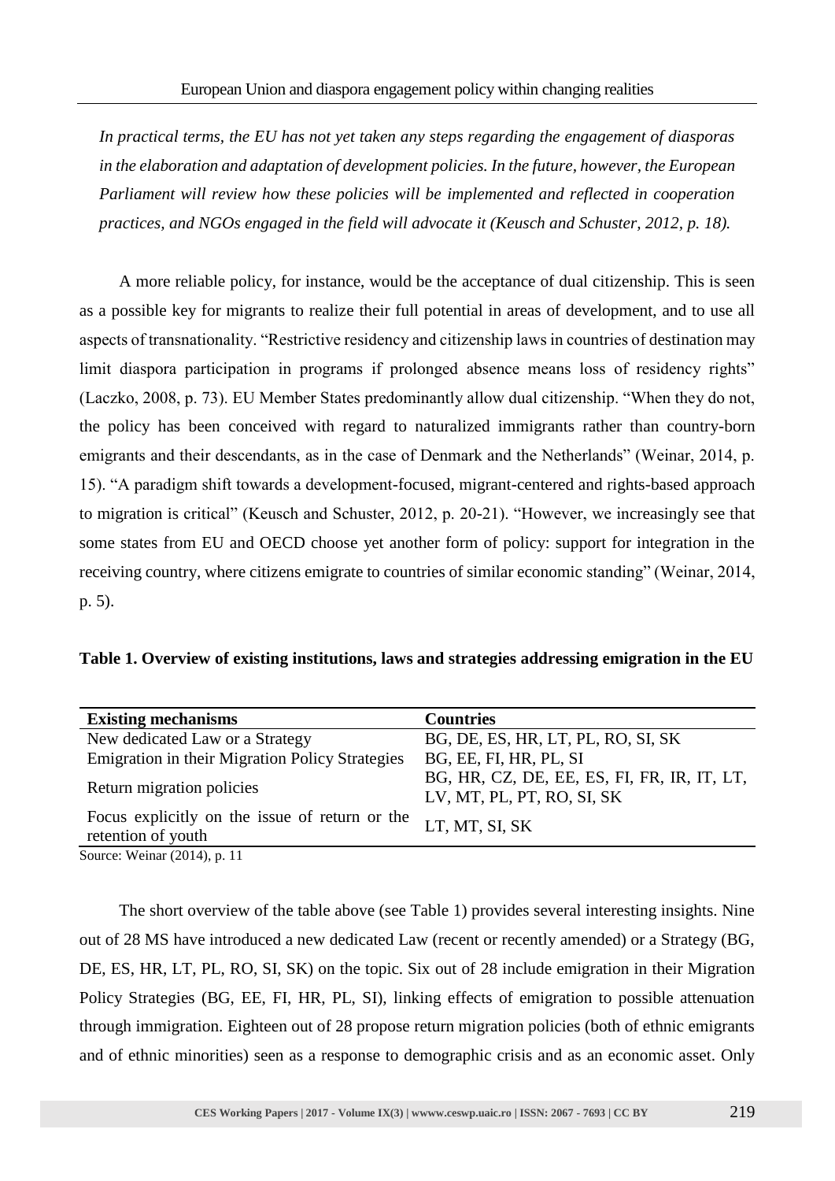*In practical terms, the EU has not yet taken any steps regarding the engagement of diasporas in the elaboration and adaptation of development policies. In the future, however, the European Parliament will review how these policies will be implemented and reflected in cooperation practices, and NGOs engaged in the field will advocate it (Keusch and Schuster, 2012, p. 18).*

A more reliable policy, for instance, would be the acceptance of dual citizenship. This is seen as a possible key for migrants to realize their full potential in areas of development, and to use all aspects of transnationality. "Restrictive residency and citizenship laws in countries of destination may limit diaspora participation in programs if prolonged absence means loss of residency rights" (Laczko, 2008, p. 73). EU Member States predominantly allow dual citizenship. "When they do not, the policy has been conceived with regard to naturalized immigrants rather than country-born emigrants and their descendants, as in the case of Denmark and the Netherlands" (Weinar, 2014, p. 15). "A paradigm shift towards a development-focused, migrant-centered and rights-based approach to migration is critical" (Keusch and Schuster, 2012, p. 20-21). "However, we increasingly see that some states from EU and OECD choose yet another form of policy: support for integration in the receiving country, where citizens emigrate to countries of similar economic standing" (Weinar, 2014, p. 5).

**Table 1. Overview of existing institutions, laws and strategies addressing emigration in the EU**

| Existing mechanisms | Countries |
|---|---|
| New dedicated Law or a Strategy | BG, DE, ES, HR, LT, PL, RO, SI, SK |
| Emigration in their Migration Policy Strategies | BG, EE, FI, HR, PL, SI |
| Return migration policies | BG, HR, CZ, DE, EE, ES, FI, FR, IR, IT, LT, LV, MT, PL, PT, RO, SI, SK |
| Focus explicitly on the issue of return or the retention of youth | LT, MT, SI, SK |

Source: Weinar (2014), p. 11

The short overview of the table above (see Table 1) provides several interesting insights. Nine out of 28 MS have introduced a new dedicated Law (recent or recently amended) or a Strategy (BG, DE, ES, HR, LT, PL, RO, SI, SK) on the topic. Six out of 28 include emigration in their Migration Policy Strategies (BG, EE, FI, HR, PL, SI), linking effects of emigration to possible attenuation through immigration. Eighteen out of 28 propose return migration policies (both of ethnic emigrants and of ethnic minorities) seen as a response to demographic crisis and as an economic asset. Only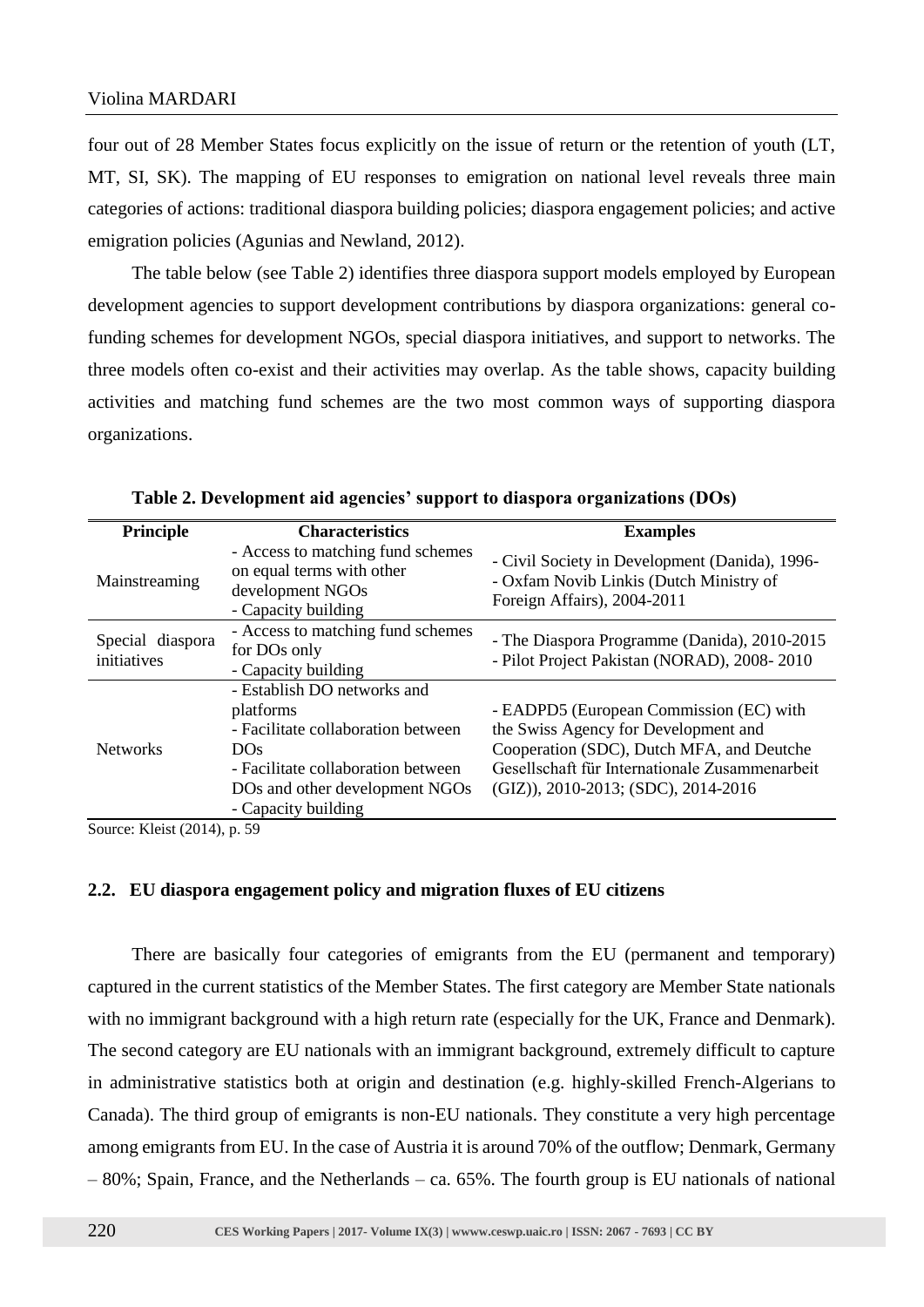four out of 28 Member States focus explicitly on the issue of return or the retention of youth (LT, MT, SI, SK). The mapping of EU responses to emigration on national level reveals three main categories of actions: traditional diaspora building policies; diaspora engagement policies; and active emigration policies (Agunias and Newland, 2012).

The table below (see Table 2) identifies three diaspora support models employed by European development agencies to support development contributions by diaspora organizations: general co-funding schemes for development NGOs, special diaspora initiatives, and support to networks. The three models often co-exist and their activities may overlap. As the table shows, capacity building activities and matching fund schemes are the two most common ways of supporting diaspora organizations.

**Table 2. Development aid agencies' support to diaspora organizations (DOs)**

| Principle | Characteristics | Examples |
| --- | --- | --- |
| Mainstreaming | - Access to matching fund schemes on equal terms with other development NGOs<br>- Capacity building | - Civil Society in Development (Danida), 1996-<br>- Oxfam Novib Linkis (Dutch Ministry of Foreign Affairs), 2004-2011 |
| Special diaspora initiatives | - Access to matching fund schemes for DOs only<br>- Capacity building | - The Diaspora Programme (Danida), 2010-2015<br>- Pilot Project Pakistan (NORAD), 2008- 2010 |
| Networks | - Establish DO networks and platforms<br>- Facilitate collaboration between DOs<br>- Facilitate collaboration between DOs and other development NGOs<br>- Capacity building | - EADPD5 (European Commission (EC) with the Swiss Agency for Development and Cooperation (SDC), Dutch MFA, and Deutche Gesellschaft für Internationale Zusammenarbeit (GIZ)), 2010-2013; (SDC), 2014-2016 |

Source: Kleist (2014), p. 59

## 2.2. EU diaspora engagement policy and migration fluxes of EU citizens

There are basically four categories of emigrants from the EU (permanent and temporary) captured in the current statistics of the Member States. The first category are Member State nationals with no immigrant background with a high return rate (especially for the UK, France and Denmark). The second category are EU nationals with an immigrant background, extremely difficult to capture in administrative statistics both at origin and destination (e.g. highly-skilled French-Algerians to Canada). The third group of emigrants is non-EU nationals. They constitute a very high percentage among emigrants from EU. In the case of Austria it is around 70% of the outflow; Denmark, Germany – 80%; Spain, France, and the Netherlands – ca. 65%. The fourth group is EU nationals of national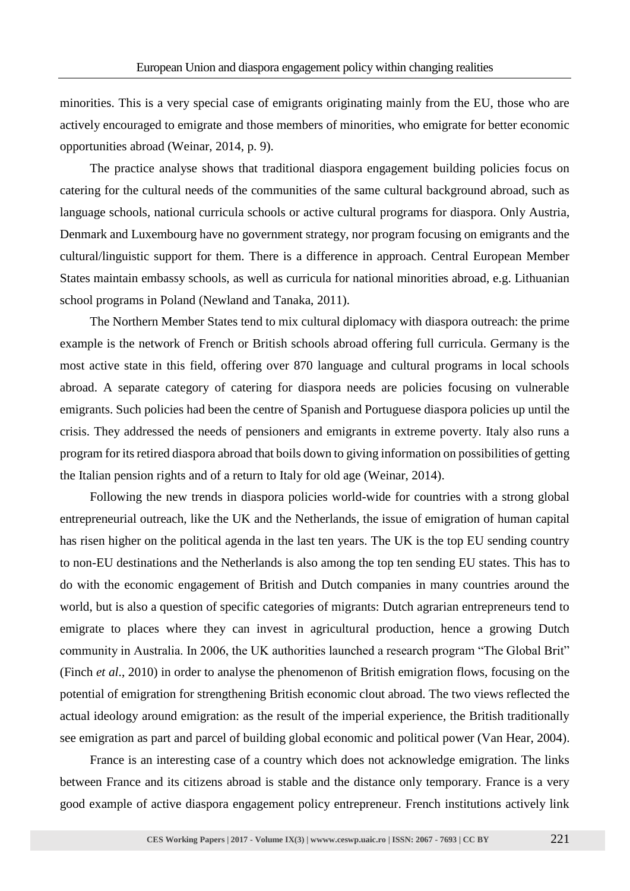minorities. This is a very special case of emigrants originating mainly from the EU, those who are actively encouraged to emigrate and those members of minorities, who emigrate for better economic opportunities abroad (Weinar, 2014, p. 9).

The practice analyse shows that traditional diaspora engagement building policies focus on catering for the cultural needs of the communities of the same cultural background abroad, such as language schools, national curricula schools or active cultural programs for diaspora. Only Austria, Denmark and Luxembourg have no government strategy, nor program focusing on emigrants and the cultural/linguistic support for them. There is a difference in approach. Central European Member States maintain embassy schools, as well as curricula for national minorities abroad, e.g. Lithuanian school programs in Poland (Newland and Tanaka, 2011).

The Northern Member States tend to mix cultural diplomacy with diaspora outreach: the prime example is the network of French or British schools abroad offering full curricula. Germany is the most active state in this field, offering over 870 language and cultural programs in local schools abroad. A separate category of catering for diaspora needs are policies focusing on vulnerable emigrants. Such policies had been the centre of Spanish and Portuguese diaspora policies up until the crisis. They addressed the needs of pensioners and emigrants in extreme poverty. Italy also runs a program for its retired diaspora abroad that boils down to giving information on possibilities of getting the Italian pension rights and of a return to Italy for old age (Weinar, 2014).

Following the new trends in diaspora policies world-wide for countries with a strong global entrepreneurial outreach, like the UK and the Netherlands, the issue of emigration of human capital has risen higher on the political agenda in the last ten years. The UK is the top EU sending country to non-EU destinations and the Netherlands is also among the top ten sending EU states. This has to do with the economic engagement of British and Dutch companies in many countries around the world, but is also a question of specific categories of migrants: Dutch agrarian entrepreneurs tend to emigrate to places where they can invest in agricultural production, hence a growing Dutch community in Australia. In 2006, the UK authorities launched a research program "The Global Brit" (Finch *et al*., 2010) in order to analyse the phenomenon of British emigration flows, focusing on the potential of emigration for strengthening British economic clout abroad. The two views reflected the actual ideology around emigration: as the result of the imperial experience, the British traditionally see emigration as part and parcel of building global economic and political power (Van Hear, 2004).

France is an interesting case of a country which does not acknowledge emigration. The links between France and its citizens abroad is stable and the distance only temporary. France is a very good example of active diaspora engagement policy entrepreneur. French institutions actively link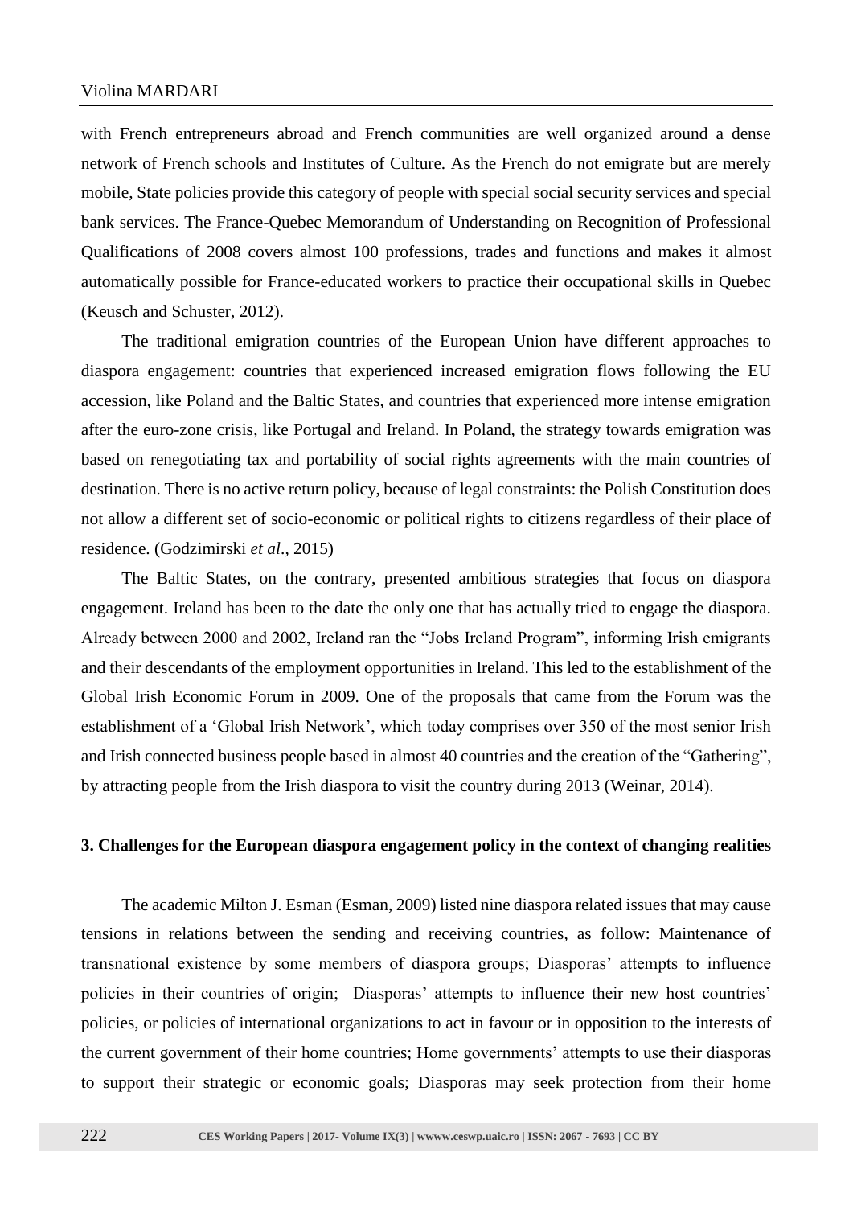with French entrepreneurs abroad and French communities are well organized around a dense network of French schools and Institutes of Culture. As the French do not emigrate but are merely mobile, State policies provide this category of people with special social security services and special bank services. The France-Quebec Memorandum of Understanding on Recognition of Professional Qualifications of 2008 covers almost 100 professions, trades and functions and makes it almost automatically possible for France-educated workers to practice their occupational skills in Quebec (Keusch and Schuster, 2012).

The traditional emigration countries of the European Union have different approaches to diaspora engagement: countries that experienced increased emigration flows following the EU accession, like Poland and the Baltic States, and countries that experienced more intense emigration after the euro-zone crisis, like Portugal and Ireland. In Poland, the strategy towards emigration was based on renegotiating tax and portability of social rights agreements with the main countries of destination. There is no active return policy, because of legal constraints: the Polish Constitution does not allow a different set of socio-economic or political rights to citizens regardless of their place of residence. (Godzimirski *et al*., 2015)

The Baltic States, on the contrary, presented ambitious strategies that focus on diaspora engagement. Ireland has been to the date the only one that has actually tried to engage the diaspora. Already between 2000 and 2002, Ireland ran the "Jobs Ireland Program", informing Irish emigrants and their descendants of the employment opportunities in Ireland. This led to the establishment of the Global Irish Economic Forum in 2009. One of the proposals that came from the Forum was the establishment of a 'Global Irish Network', which today comprises over 350 of the most senior Irish and Irish connected business people based in almost 40 countries and the creation of the "Gathering", by attracting people from the Irish diaspora to visit the country during 2013 (Weinar, 2014).

## 3. Challenges for the European diaspora engagement policy in the context of changing realities

The academic Milton J. Esman (Esman, 2009) listed nine diaspora related issues that may cause tensions in relations between the sending and receiving countries, as follow: Maintenance of transnational existence by some members of diaspora groups; Diasporas' attempts to influence policies in their countries of origin; Diasporas' attempts to influence their new host countries' policies, or policies of international organizations to act in favour or in opposition to the interests of the current government of their home countries; Home governments' attempts to use their diasporas to support their strategic or economic goals; Diasporas may seek protection from their home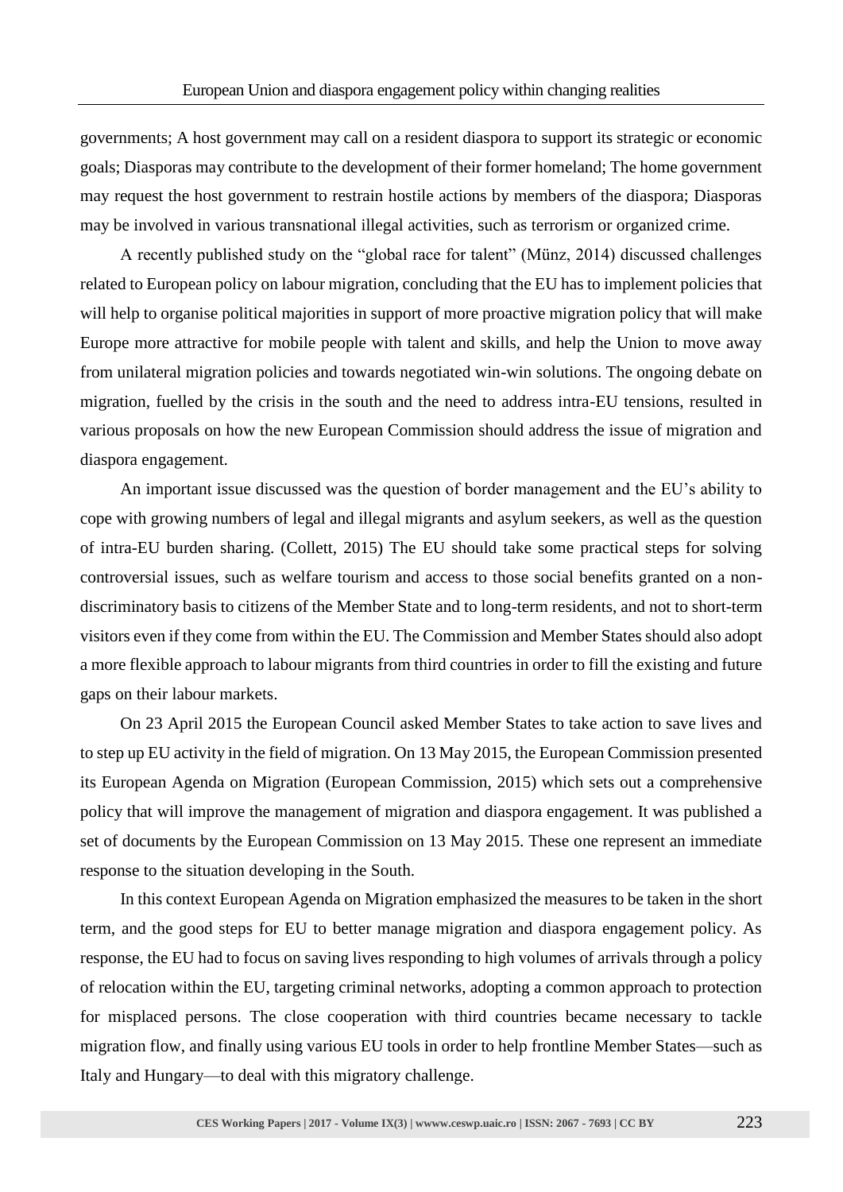governments; A host government may call on a resident diaspora to support its strategic or economic goals; Diasporas may contribute to the development of their former homeland; The home government may request the host government to restrain hostile actions by members of the diaspora; Diasporas may be involved in various transnational illegal activities, such as terrorism or organized crime.

A recently published study on the "global race for talent" (Münz, 2014) discussed challenges related to European policy on labour migration, concluding that the EU has to implement policies that will help to organise political majorities in support of more proactive migration policy that will make Europe more attractive for mobile people with talent and skills, and help the Union to move away from unilateral migration policies and towards negotiated win-win solutions. The ongoing debate on migration, fuelled by the crisis in the south and the need to address intra-EU tensions, resulted in various proposals on how the new European Commission should address the issue of migration and diaspora engagement.

An important issue discussed was the question of border management and the EU's ability to cope with growing numbers of legal and illegal migrants and asylum seekers, as well as the question of intra-EU burden sharing. (Collett, 2015) The EU should take some practical steps for solving controversial issues, such as welfare tourism and access to those social benefits granted on a non-discriminatory basis to citizens of the Member State and to long-term residents, and not to short-term visitors even if they come from within the EU. The Commission and Member States should also adopt a more flexible approach to labour migrants from third countries in order to fill the existing and future gaps on their labour markets.

On 23 April 2015 the European Council asked Member States to take action to save lives and to step up EU activity in the field of migration. On 13 May 2015, the European Commission presented its European Agenda on Migration (European Commission, 2015) which sets out a comprehensive policy that will improve the management of migration and diaspora engagement. It was published a set of documents by the European Commission on 13 May 2015. These one represent an immediate response to the situation developing in the South.

In this context European Agenda on Migration emphasized the measures to be taken in the short term, and the good steps for EU to better manage migration and diaspora engagement policy. As response, the EU had to focus on saving lives responding to high volumes of arrivals through a policy of relocation within the EU, targeting criminal networks, adopting a common approach to protection for misplaced persons. The close cooperation with third countries became necessary to tackle migration flow, and finally using various EU tools in order to help frontline Member States—such as Italy and Hungary—to deal with this migratory challenge.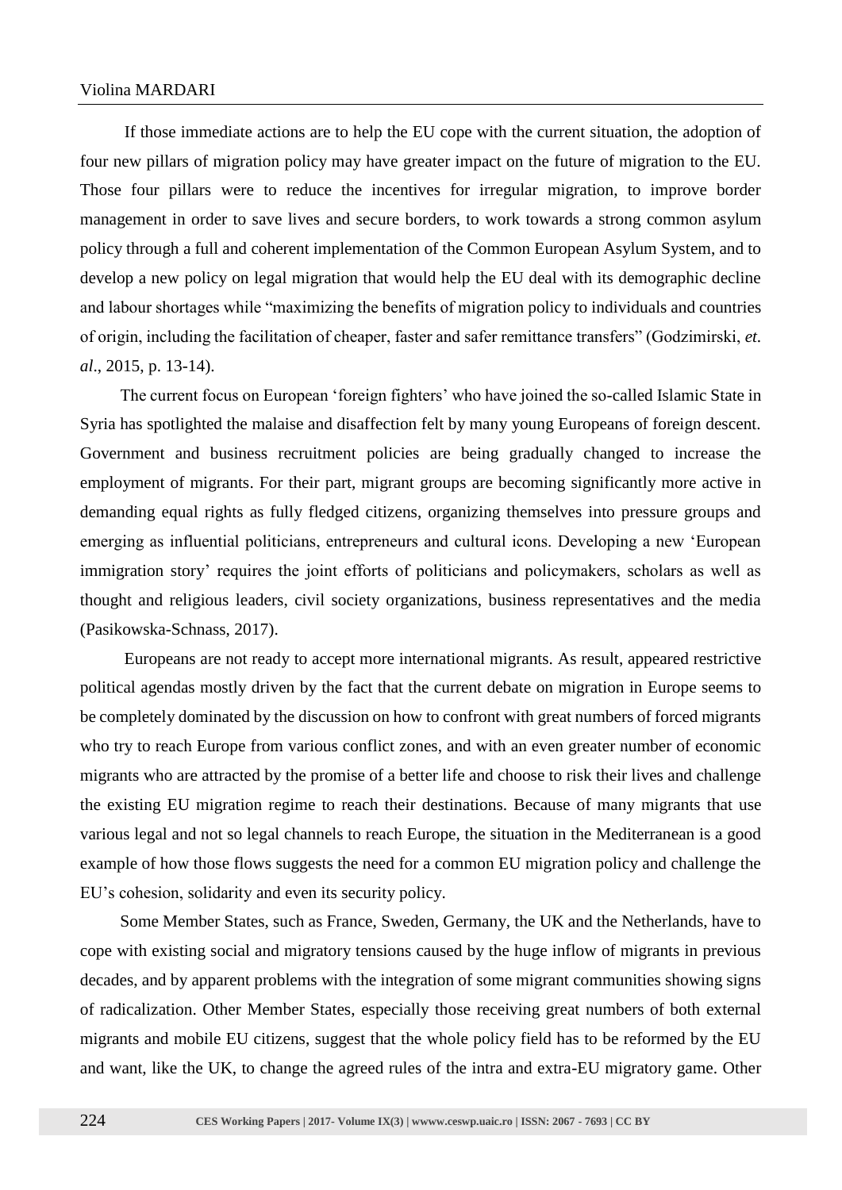If those immediate actions are to help the EU cope with the current situation, the adoption of four new pillars of migration policy may have greater impact on the future of migration to the EU. Those four pillars were to reduce the incentives for irregular migration, to improve border management in order to save lives and secure borders, to work towards a strong common asylum policy through a full and coherent implementation of the Common European Asylum System, and to develop a new policy on legal migration that would help the EU deal with its demographic decline and labour shortages while "maximizing the benefits of migration policy to individuals and countries of origin, including the facilitation of cheaper, faster and safer remittance transfers" (Godzimirski, *et. al*., 2015, p. 13-14).

The current focus on European 'foreign fighters' who have joined the so-called Islamic State in Syria has spotlighted the malaise and disaffection felt by many young Europeans of foreign descent. Government and business recruitment policies are being gradually changed to increase the employment of migrants. For their part, migrant groups are becoming significantly more active in demanding equal rights as fully fledged citizens, organizing themselves into pressure groups and emerging as influential politicians, entrepreneurs and cultural icons. Developing a new 'European immigration story' requires the joint efforts of politicians and policymakers, scholars as well as thought and religious leaders, civil society organizations, business representatives and the media (Pasikowska-Schnass, 2017).

Europeans are not ready to accept more international migrants. As result, appeared restrictive political agendas mostly driven by the fact that the current debate on migration in Europe seems to be completely dominated by the discussion on how to confront with great numbers of forced migrants who try to reach Europe from various conflict zones, and with an even greater number of economic migrants who are attracted by the promise of a better life and choose to risk their lives and challenge the existing EU migration regime to reach their destinations. Because of many migrants that use various legal and not so legal channels to reach Europe, the situation in the Mediterranean is a good example of how those flows suggests the need for a common EU migration policy and challenge the EU's cohesion, solidarity and even its security policy.

Some Member States, such as France, Sweden, Germany, the UK and the Netherlands, have to cope with existing social and migratory tensions caused by the huge inflow of migrants in previous decades, and by apparent problems with the integration of some migrant communities showing signs of radicalization. Other Member States, especially those receiving great numbers of both external migrants and mobile EU citizens, suggest that the whole policy field has to be reformed by the EU and want, like the UK, to change the agreed rules of the intra and extra-EU migratory game. Other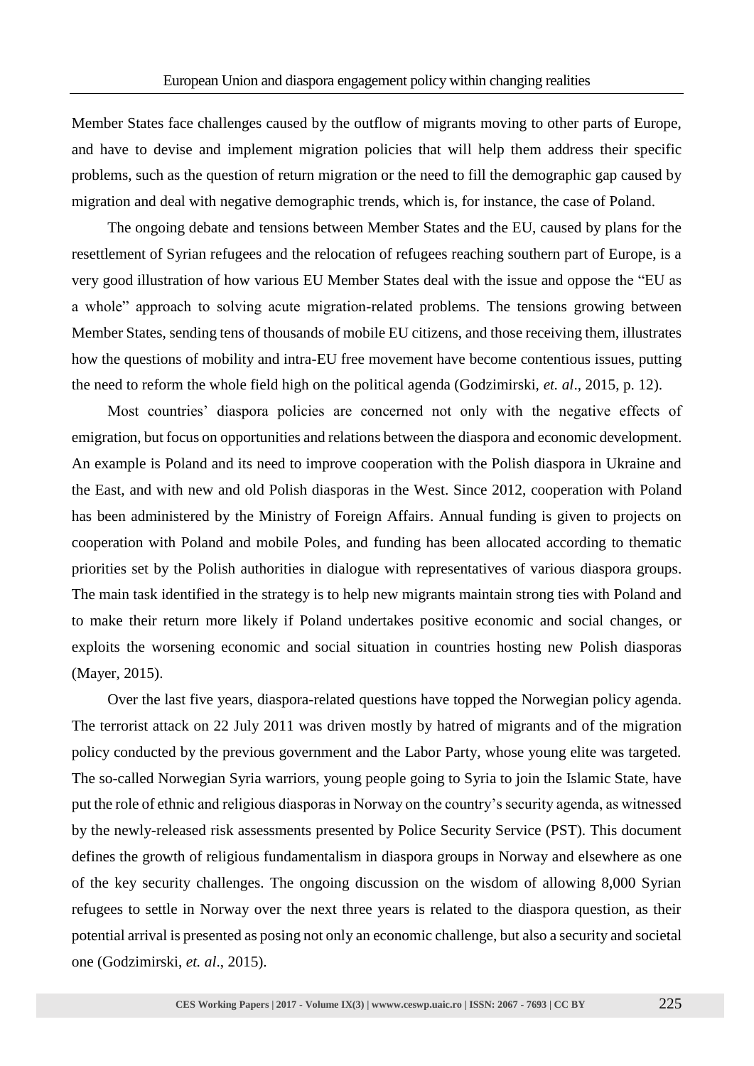Member States face challenges caused by the outflow of migrants moving to other parts of Europe, and have to devise and implement migration policies that will help them address their specific problems, such as the question of return migration or the need to fill the demographic gap caused by migration and deal with negative demographic trends, which is, for instance, the case of Poland.

The ongoing debate and tensions between Member States and the EU, caused by plans for the resettlement of Syrian refugees and the relocation of refugees reaching southern part of Europe, is a very good illustration of how various EU Member States deal with the issue and oppose the "EU as a whole" approach to solving acute migration-related problems. The tensions growing between Member States, sending tens of thousands of mobile EU citizens, and those receiving them, illustrates how the questions of mobility and intra-EU free movement have become contentious issues, putting the need to reform the whole field high on the political agenda (Godzimirski, *et. al*., 2015, p. 12).

Most countries' diaspora policies are concerned not only with the negative effects of emigration, but focus on opportunities and relations between the diaspora and economic development. An example is Poland and its need to improve cooperation with the Polish diaspora in Ukraine and the East, and with new and old Polish diasporas in the West. Since 2012, cooperation with Poland has been administered by the Ministry of Foreign Affairs. Annual funding is given to projects on cooperation with Poland and mobile Poles, and funding has been allocated according to thematic priorities set by the Polish authorities in dialogue with representatives of various diaspora groups. The main task identified in the strategy is to help new migrants maintain strong ties with Poland and to make their return more likely if Poland undertakes positive economic and social changes, or exploits the worsening economic and social situation in countries hosting new Polish diasporas (Mayer, 2015).

Over the last five years, diaspora-related questions have topped the Norwegian policy agenda. The terrorist attack on 22 July 2011 was driven mostly by hatred of migrants and of the migration policy conducted by the previous government and the Labor Party, whose young elite was targeted. The so-called Norwegian Syria warriors, young people going to Syria to join the Islamic State, have put the role of ethnic and religious diasporas in Norway on the country's security agenda, as witnessed by the newly-released risk assessments presented by Police Security Service (PST). This document defines the growth of religious fundamentalism in diaspora groups in Norway and elsewhere as one of the key security challenges. The ongoing discussion on the wisdom of allowing 8,000 Syrian refugees to settle in Norway over the next three years is related to the diaspora question, as their potential arrival is presented as posing not only an economic challenge, but also a security and societal one (Godzimirski, *et. al*., 2015).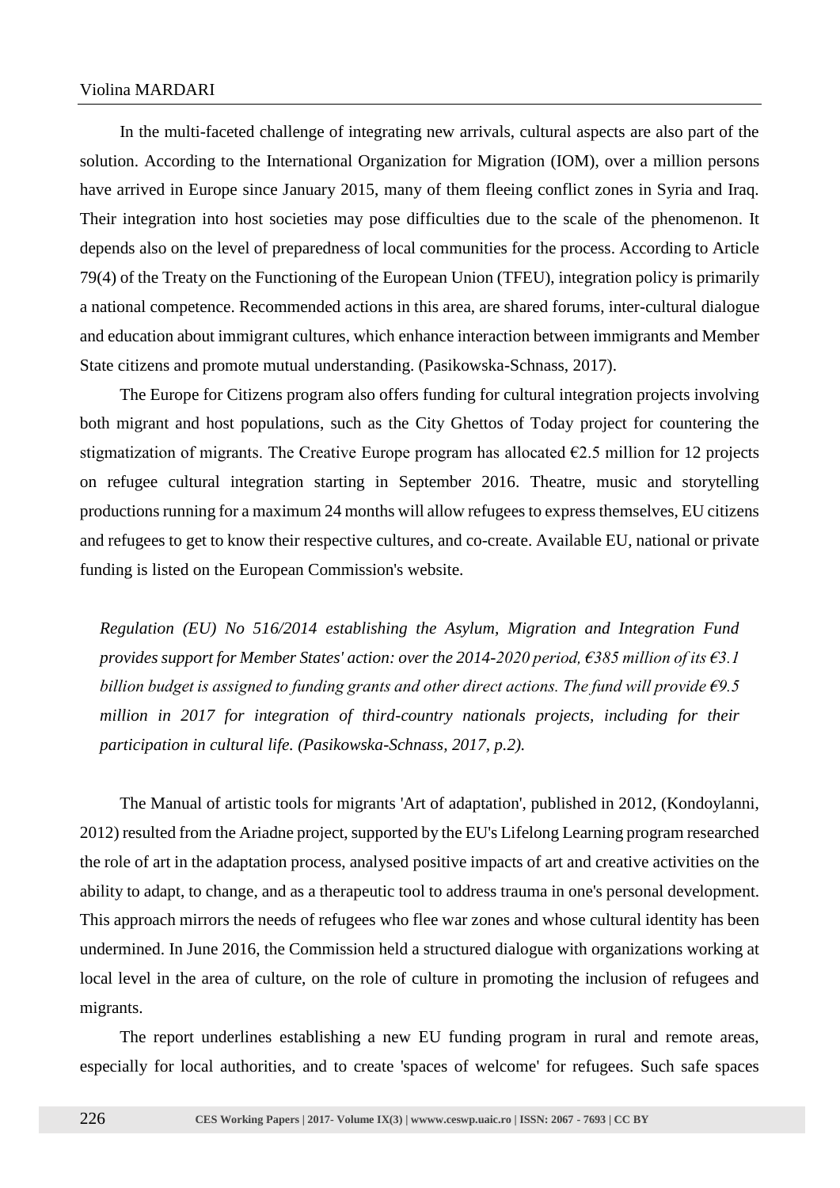In the multi-faceted challenge of integrating new arrivals, cultural aspects are also part of the solution. According to the International Organization for Migration (IOM), over a million persons have arrived in Europe since January 2015, many of them fleeing conflict zones in Syria and Iraq. Their integration into host societies may pose difficulties due to the scale of the phenomenon. It depends also on the level of preparedness of local communities for the process. According to Article 79(4) of the Treaty on the Functioning of the European Union (TFEU), integration policy is primarily a national competence. Recommended actions in this area, are shared forums, inter-cultural dialogue and education about immigrant cultures, which enhance interaction between immigrants and Member State citizens and promote mutual understanding. (Pasikowska-Schnass, 2017).

The Europe for Citizens program also offers funding for cultural integration projects involving both migrant and host populations, such as the City Ghettos of Today project for countering the stigmatization of migrants. The Creative Europe program has allocated €2.5 million for 12 projects on refugee cultural integration starting in September 2016. Theatre, music and storytelling productions running for a maximum 24 months will allow refugees to express themselves, EU citizens and refugees to get to know their respective cultures, and co-create. Available EU, national or private funding is listed on the European Commission's website.

> *Regulation (EU) No 516/2014 establishing the Asylum, Migration and Integration Fund provides support for Member States' action: over the 2014-2020 period, €385 million of its €3.1 billion budget is assigned to funding grants and other direct actions. The fund will provide €9.5 million in 2017 for integration of third-country nationals projects, including for their participation in cultural life. (Pasikowska-Schnass, 2017, p.2).*

The Manual of artistic tools for migrants 'Art of adaptation', published in 2012, (Kondoylanni, 2012) resulted from the Ariadne project, supported by the EU's Lifelong Learning program researched the role of art in the adaptation process, analysed positive impacts of art and creative activities on the ability to adapt, to change, and as a therapeutic tool to address trauma in one's personal development. This approach mirrors the needs of refugees who flee war zones and whose cultural identity has been undermined. In June 2016, the Commission held a structured dialogue with organizations working at local level in the area of culture, on the role of culture in promoting the inclusion of refugees and migrants.

The report underlines establishing a new EU funding program in rural and remote areas, especially for local authorities, and to create 'spaces of welcome' for refugees. Such safe spaces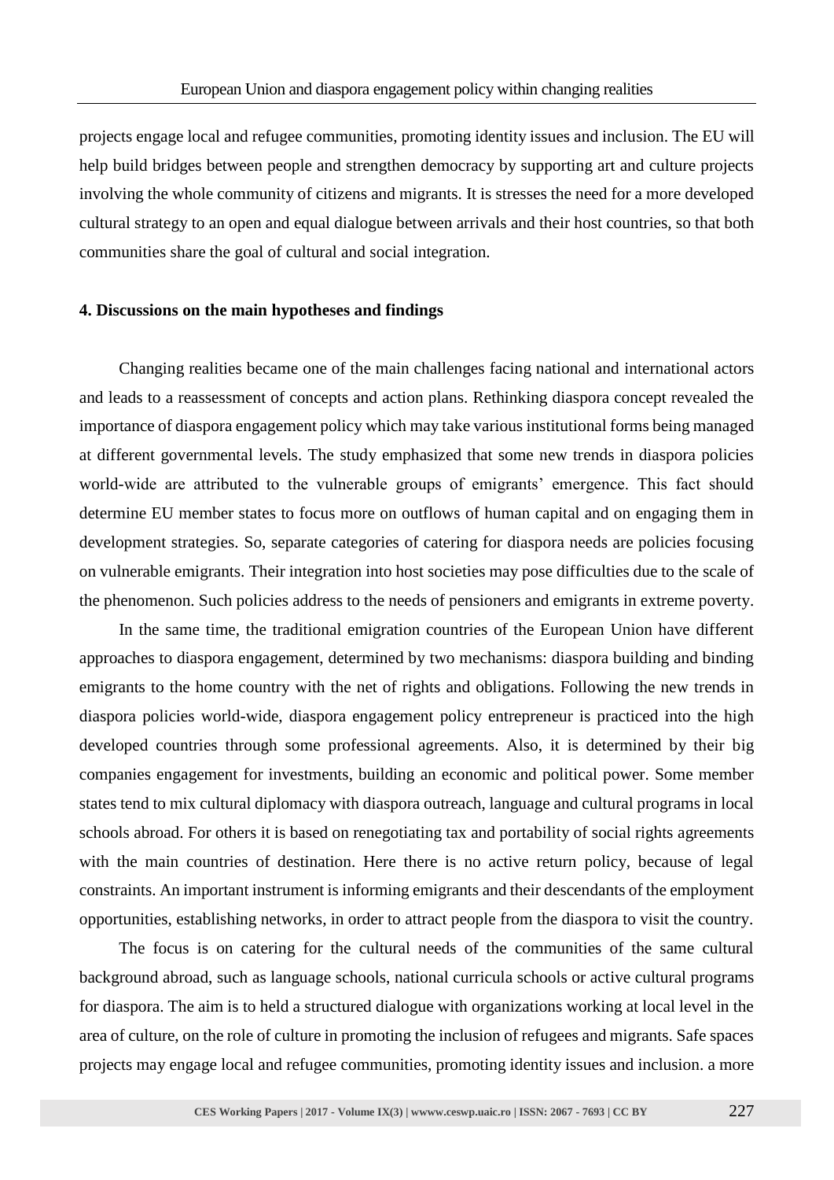projects engage local and refugee communities, promoting identity issues and inclusion. The EU will help build bridges between people and strengthen democracy by supporting art and culture projects involving the whole community of citizens and migrants. It is stresses the need for a more developed cultural strategy to an open and equal dialogue between arrivals and their host countries, so that both communities share the goal of cultural and social integration.

## 4. Discussions on the main hypotheses and findings

Changing realities became one of the main challenges facing national and international actors and leads to a reassessment of concepts and action plans. Rethinking diaspora concept revealed the importance of diaspora engagement policy which may take various institutional forms being managed at different governmental levels. The study emphasized that some new trends in diaspora policies world-wide are attributed to the vulnerable groups of emigrants' emergence. This fact should determine EU member states to focus more on outflows of human capital and on engaging them in development strategies. So, separate categories of catering for diaspora needs are policies focusing on vulnerable emigrants. Their integration into host societies may pose difficulties due to the scale of the phenomenon. Such policies address to the needs of pensioners and emigrants in extreme poverty.

In the same time, the traditional emigration countries of the European Union have different approaches to diaspora engagement, determined by two mechanisms: diaspora building and binding emigrants to the home country with the net of rights and obligations. Following the new trends in diaspora policies world-wide, diaspora engagement policy entrepreneur is practiced into the high developed countries through some professional agreements. Also, it is determined by their big companies engagement for investments, building an economic and political power. Some member states tend to mix cultural diplomacy with diaspora outreach, language and cultural programs in local schools abroad. For others it is based on renegotiating tax and portability of social rights agreements with the main countries of destination. Here there is no active return policy, because of legal constraints. An important instrument is informing emigrants and their descendants of the employment opportunities, establishing networks, in order to attract people from the diaspora to visit the country.

The focus is on catering for the cultural needs of the communities of the same cultural background abroad, such as language schools, national curricula schools or active cultural programs for diaspora. The aim is to held a structured dialogue with organizations working at local level in the area of culture, on the role of culture in promoting the inclusion of refugees and migrants. Safe spaces projects may engage local and refugee communities, promoting identity issues and inclusion. a more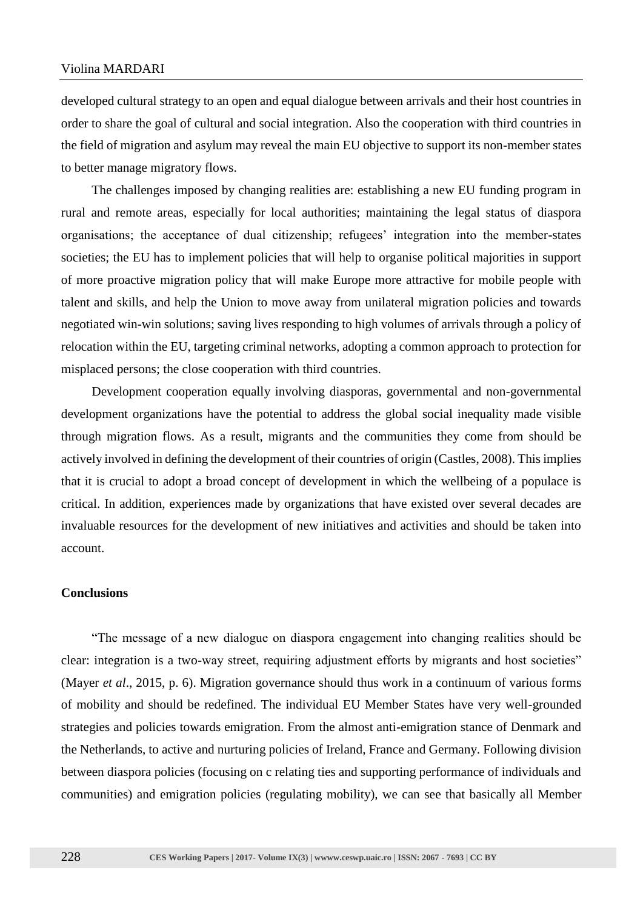developed cultural strategy to an open and equal dialogue between arrivals and their host countries in order to share the goal of cultural and social integration. Also the cooperation with third countries in the field of migration and asylum may reveal the main EU objective to support its non-member states to better manage migratory flows.

The challenges imposed by changing realities are: establishing a new EU funding program in rural and remote areas, especially for local authorities; maintaining the legal status of diaspora organisations; the acceptance of dual citizenship; refugees' integration into the member-states societies; the EU has to implement policies that will help to organise political majorities in support of more proactive migration policy that will make Europe more attractive for mobile people with talent and skills, and help the Union to move away from unilateral migration policies and towards negotiated win-win solutions; saving lives responding to high volumes of arrivals through a policy of relocation within the EU, targeting criminal networks, adopting a common approach to protection for misplaced persons; the close cooperation with third countries.

Development cooperation equally involving diasporas, governmental and non-governmental development organizations have the potential to address the global social inequality made visible through migration flows. As a result, migrants and the communities they come from should be actively involved in defining the development of their countries of origin (Castles, 2008). This implies that it is crucial to adopt a broad concept of development in which the wellbeing of a populace is critical. In addition, experiences made by organizations that have existed over several decades are invaluable resources for the development of new initiatives and activities and should be taken into account.

**Conclusions**

"The message of a new dialogue on diaspora engagement into changing realities should be clear: integration is a two-way street, requiring adjustment efforts by migrants and host societies" (Mayer *et al*., 2015, p. 6). Migration governance should thus work in a continuum of various forms of mobility and should be redefined. The individual EU Member States have very well-grounded strategies and policies towards emigration. From the almost anti-emigration stance of Denmark and the Netherlands, to active and nurturing policies of Ireland, France and Germany. Following division between diaspora policies (focusing on c relating ties and supporting performance of individuals and communities) and emigration policies (regulating mobility), we can see that basically all Member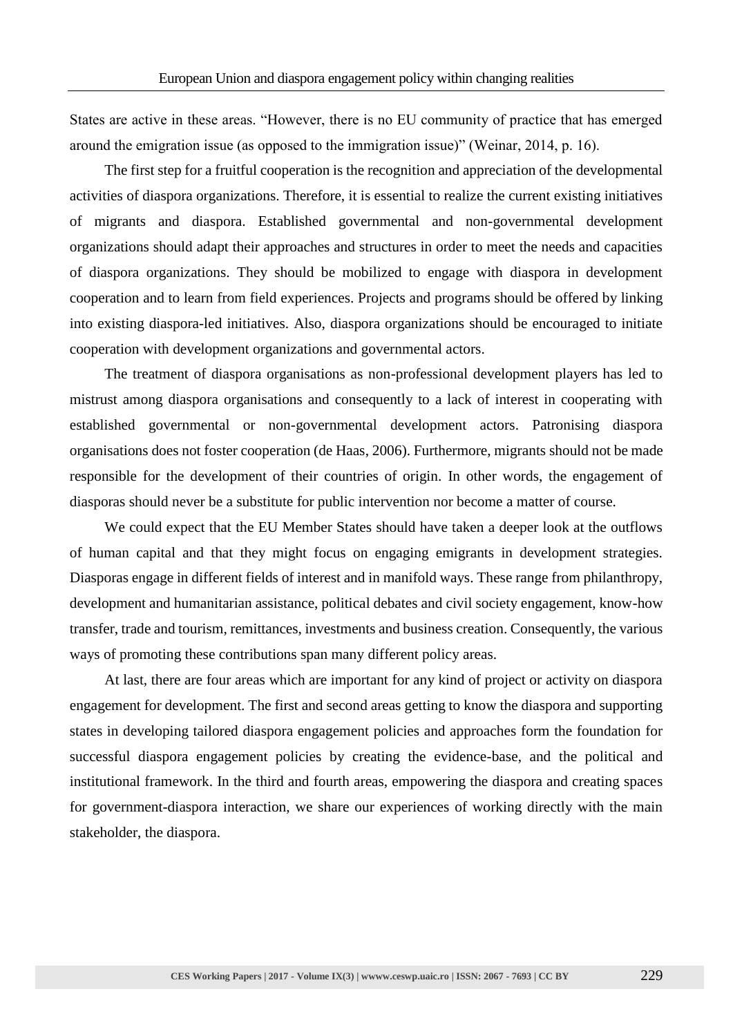States are active in these areas. “However, there is no EU community of practice that has emerged around the emigration issue (as opposed to the immigration issue)” (Weinar, 2014, p. 16).

The first step for a fruitful cooperation is the recognition and appreciation of the developmental activities of diaspora organizations. Therefore, it is essential to realize the current existing initiatives of migrants and diaspora. Established governmental and non-governmental development organizations should adapt their approaches and structures in order to meet the needs and capacities of diaspora organizations. They should be mobilized to engage with diaspora in development cooperation and to learn from field experiences. Projects and programs should be offered by linking into existing diaspora-led initiatives. Also, diaspora organizations should be encouraged to initiate cooperation with development organizations and governmental actors.

The treatment of diaspora organisations as non-professional development players has led to mistrust among diaspora organisations and consequently to a lack of interest in cooperating with established governmental or non-governmental development actors. Patronising diaspora organisations does not foster cooperation (de Haas, 2006). Furthermore, migrants should not be made responsible for the development of their countries of origin. In other words, the engagement of diasporas should never be a substitute for public intervention nor become a matter of course.

We could expect that the EU Member States should have taken a deeper look at the outflows of human capital and that they might focus on engaging emigrants in development strategies. Diasporas engage in different fields of interest and in manifold ways. These range from philanthropy, development and humanitarian assistance, political debates and civil society engagement, know-how transfer, trade and tourism, remittances, investments and business creation. Consequently, the various ways of promoting these contributions span many different policy areas.

At last, there are four areas which are important for any kind of project or activity on diaspora engagement for development. The first and second areas getting to know the diaspora and supporting states in developing tailored diaspora engagement policies and approaches form the foundation for successful diaspora engagement policies by creating the evidence-base, and the political and institutional framework. In the third and fourth areas, empowering the diaspora and creating spaces for government-diaspora interaction, we share our experiences of working directly with the main stakeholder, the diaspora.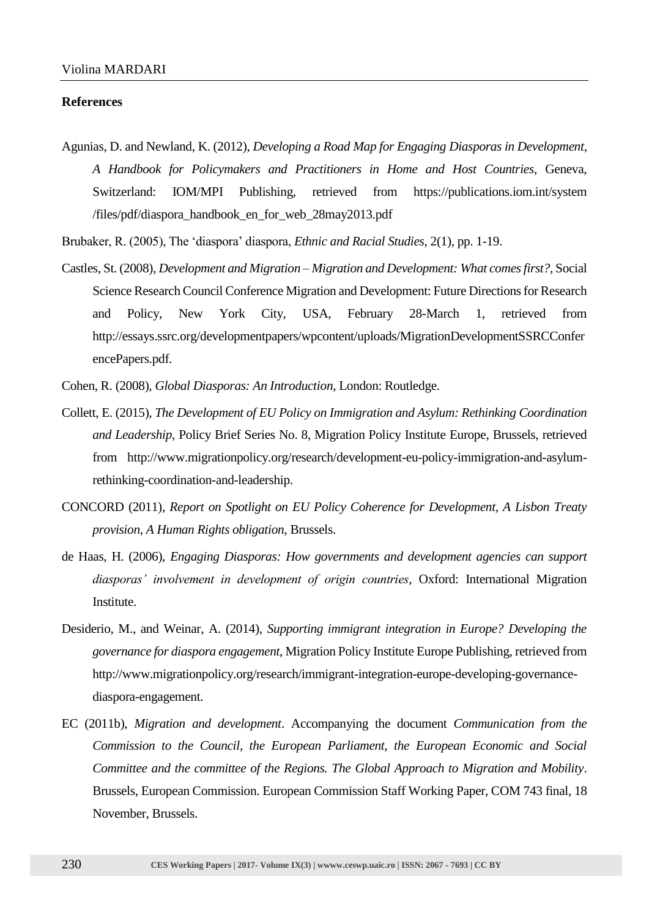## References

Agunias, D. and Newland, K. (2012), *Developing a Road Map for Engaging Diasporas in Development, A Handbook for Policymakers and Practitioners in Home and Host Countries*, Geneva, Switzerland: IOM/MPI Publishing, retrieved from https://publications.iom.int/system/files/pdf/diaspora_handbook_en_for_web_28may2013.pdf

Brubaker, R. (2005), The 'diaspora' diaspora, *Ethnic and Racial Studies*, 2(1), pp. 1-19.

Castles, St. (2008), *Development and Migration – Migration and Development: What comes first?*, Social Science Research Council Conference Migration and Development: Future Directions for Research and Policy, New York City, USA, February 28-March 1, retrieved from http://essays.ssrc.org/developmentpapers/wpcontent/uploads/MigrationDevelopmentSSRCConferencePapers.pdf.

Cohen, R. (2008), *Global Diasporas: An Introduction*, London: Routledge.

Collett, E. (2015), *The Development of EU Policy on Immigration and Asylum: Rethinking Coordination and Leadership*, Policy Brief Series No. 8, Migration Policy Institute Europe, Brussels, retrieved from http://www.migrationpolicy.org/research/development-eu-policy-immigration-and-asylum-rethinking-coordination-and-leadership.

CONCORD (2011), *Report on Spotlight on EU Policy Coherence for Development, A Lisbon Treaty provision, A Human Rights obligation*, Brussels.

de Haas, H. (2006), *Engaging Diasporas: How governments and development agencies can support diasporas' involvement in development of origin countries*, Oxford: International Migration Institute.

Desiderio, M., and Weinar, A. (2014), *Supporting immigrant integration in Europe? Developing the governance for diaspora engagement*, Migration Policy Institute Europe Publishing, retrieved from http://www.migrationpolicy.org/research/immigrant-integration-europe-developing-governance-diaspora-engagement.

EC (2011b), *Migration and development*. Accompanying the document *Communication from the Commission to the Council, the European Parliament, the European Economic and Social Committee and the committee of the Regions. The Global Approach to Migration and Mobility*. Brussels, European Commission. European Commission Staff Working Paper, COM 743 final, 18 November, Brussels.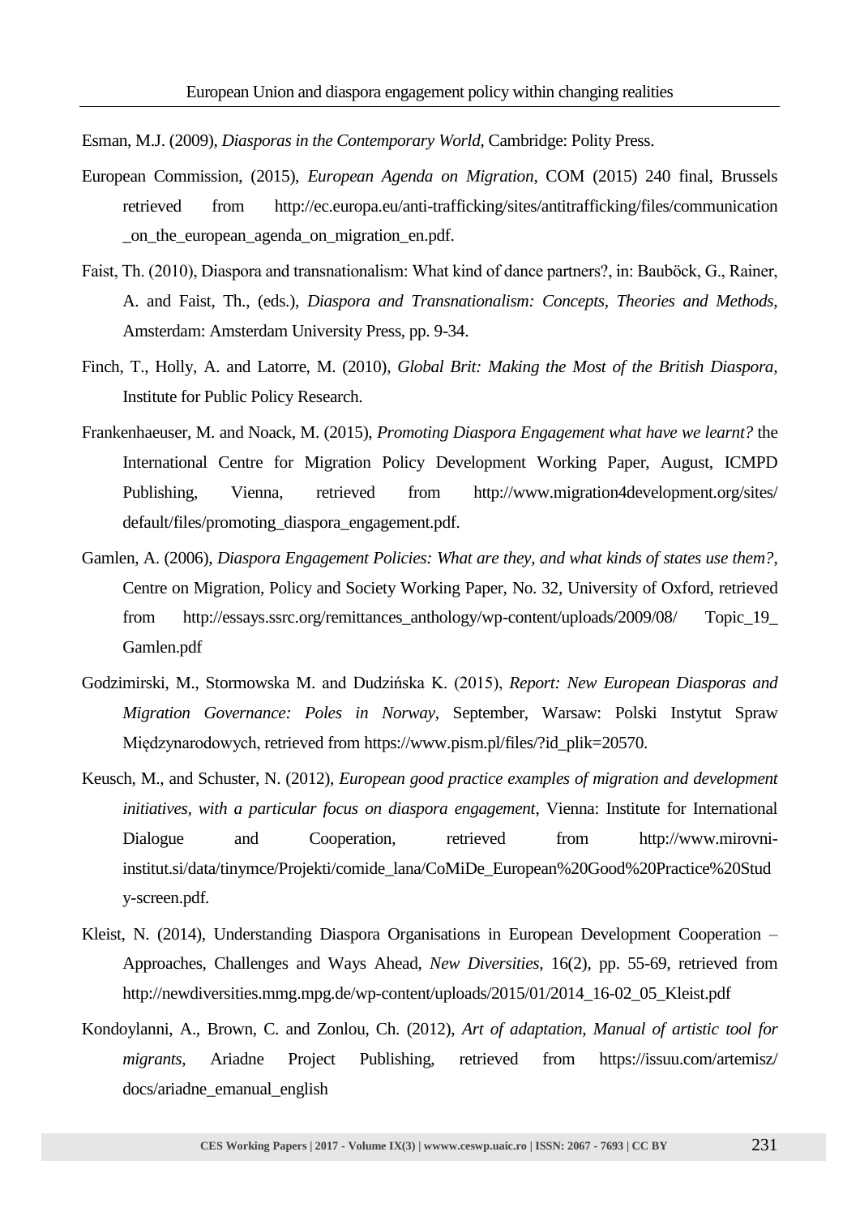Esman, M.J. (2009), *Diasporas in the Contemporary World*, Cambridge: Polity Press.

European Commission, (2015), *European Agenda on Migration*, COM (2015) 240 final, Brussels retrieved from http://ec.europa.eu/anti-trafficking/sites/antitrafficking/files/communication_on_the_european_agenda_on_migration_en.pdf.

Faist, Th. (2010), Diaspora and transnationalism: What kind of dance partners?, in: Bauböck, G., Rainer, A. and Faist, Th., (eds.), *Diaspora and Transnationalism: Concepts, Theories and Methods*, Amsterdam: Amsterdam University Press, pp. 9-34.

Finch, T., Holly, A. and Latorre, M. (2010), *Global Brit: Making the Most of the British Diaspora*, Institute for Public Policy Research.

Frankenhaeuser, M. and Noack, M. (2015), *Promoting Diaspora Engagement what have we learnt?* the International Centre for Migration Policy Development Working Paper, August, ICMPD Publishing, Vienna, retrieved from http://www.migration4development.org/sites/default/files/promoting_diaspora_engagement.pdf.

Gamlen, A. (2006), *Diaspora Engagement Policies: What are they, and what kinds of states use them?*, Centre on Migration, Policy and Society Working Paper, No. 32, University of Oxford, retrieved from http://essays.ssrc.org/remittances_anthology/wp-content/uploads/2009/08/ Topic_19_Gamlen.pdf

Godzimirski, M., Stormowska M. and Dudzińska K. (2015), *Report: New European Diasporas and Migration Governance: Poles in Norway*, September, Warsaw: Polski Instytut Spraw Międzynarodowych, retrieved from https://www.pism.pl/files/?id_plik=20570.

Keusch, M., and Schuster, N. (2012), *European good practice examples of migration and development initiatives, with a particular focus on diaspora engagement*, Vienna: Institute for International Dialogue and Cooperation, retrieved from http://www.mirovni-institut.si/data/tinymce/Projekti/comide_lana/CoMiDe_European%20Good%20Practice%20Study-screen.pdf.

Kleist, N. (2014), Understanding Diaspora Organisations in European Development Cooperation – Approaches, Challenges and Ways Ahead, *New Diversities*, 16(2), pp. 55-69, retrieved from http://newdiversities.mmg.mpg.de/wp-content/uploads/2015/01/2014_16-02_05_Kleist.pdf

Kondoylanni, A., Brown, C. and Zonlou, Ch. (2012), *Art of adaptation, Manual of artistic tool for migrants*, Ariadne Project Publishing, retrieved from https://issuu.com/artemisz/docs/ariadne_emanual_english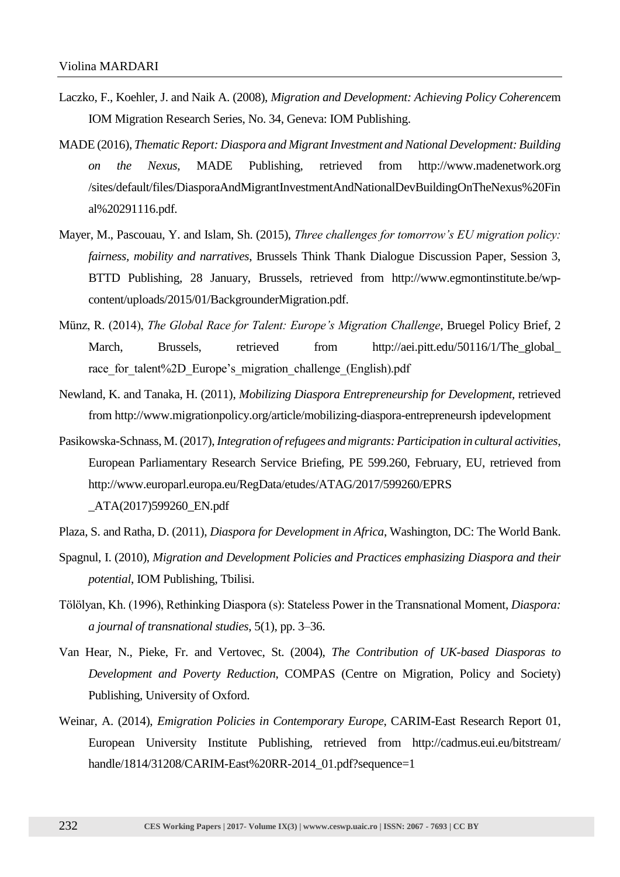Laczko, F., Koehler, J. and Naik A. (2008), *Migration and Development: Achieving Policy Coherence*m IOM Migration Research Series, No. 34, Geneva: IOM Publishing.

MADE (2016), *Thematic Report: Diaspora and Migrant Investment and National Development: Building on the Nexus*, MADE Publishing, retrieved from http://www.madenetwork.org /sites/default/files/DiasporaAndMigrantInvestmentAndNationalDevBuildingOnTheNexus%20Final%20291116.pdf.

Mayer, M., Pascouau, Y. and Islam, Sh. (2015), *Three challenges for tomorrow's EU migration policy: fairness, mobility and narratives*, Brussels Think Thank Dialogue Discussion Paper, Session 3, BTTD Publishing, 28 January, Brussels, retrieved from http://www.egmontinstitute.be/wp-content/uploads/2015/01/BackgrounderMigration.pdf.

Münz, R. (2014), *The Global Race for Talent: Europe's Migration Challenge*, Bruegel Policy Brief, 2 March, Brussels, retrieved from http://aei.pitt.edu/50116/1/The_global_ race_for_talent%2D_Europe's_migration_challenge_(English).pdf

Newland, K. and Tanaka, H. (2011), *Mobilizing Diaspora Entrepreneurship for Development*, retrieved from http://www.migrationpolicy.org/article/mobilizing-diaspora-entrepreneursh ipdevelopment

Pasikowska-Schnass, M. (2017), *Integration of refugees and migrants: Participation in cultural activities*, European Parliamentary Research Service Briefing, PE 599.260, February, EU, retrieved from http://www.europarl.europa.eu/RegData/etudes/ATAG/2017/599260/EPRS _ATA(2017)599260_EN.pdf

Plaza, S. and Ratha, D. (2011), *Diaspora for Development in Africa*, Washington, DC: The World Bank.

Spagnul, I. (2010), *Migration and Development Policies and Practices emphasizing Diaspora and their potential*, IOM Publishing, Tbilisi.

Tölölyan, Kh. (1996), Rethinking Diaspora (s): Stateless Power in the Transnational Moment, *Diaspora: a journal of transnational studies*, 5(1), pp. 3–36.

Van Hear, N., Pieke, Fr. and Vertovec, St. (2004), *The Contribution of UK-based Diasporas to Development and Poverty Reduction*, COMPAS (Centre on Migration, Policy and Society) Publishing, University of Oxford.

Weinar, A. (2014), *Emigration Policies in Contemporary Europe*, CARIM-East Research Report 01, European University Institute Publishing, retrieved from http://cadmus.eui.eu/bitstream/ handle/1814/31208/CARIM-East%20RR-2014_01.pdf?sequence=1